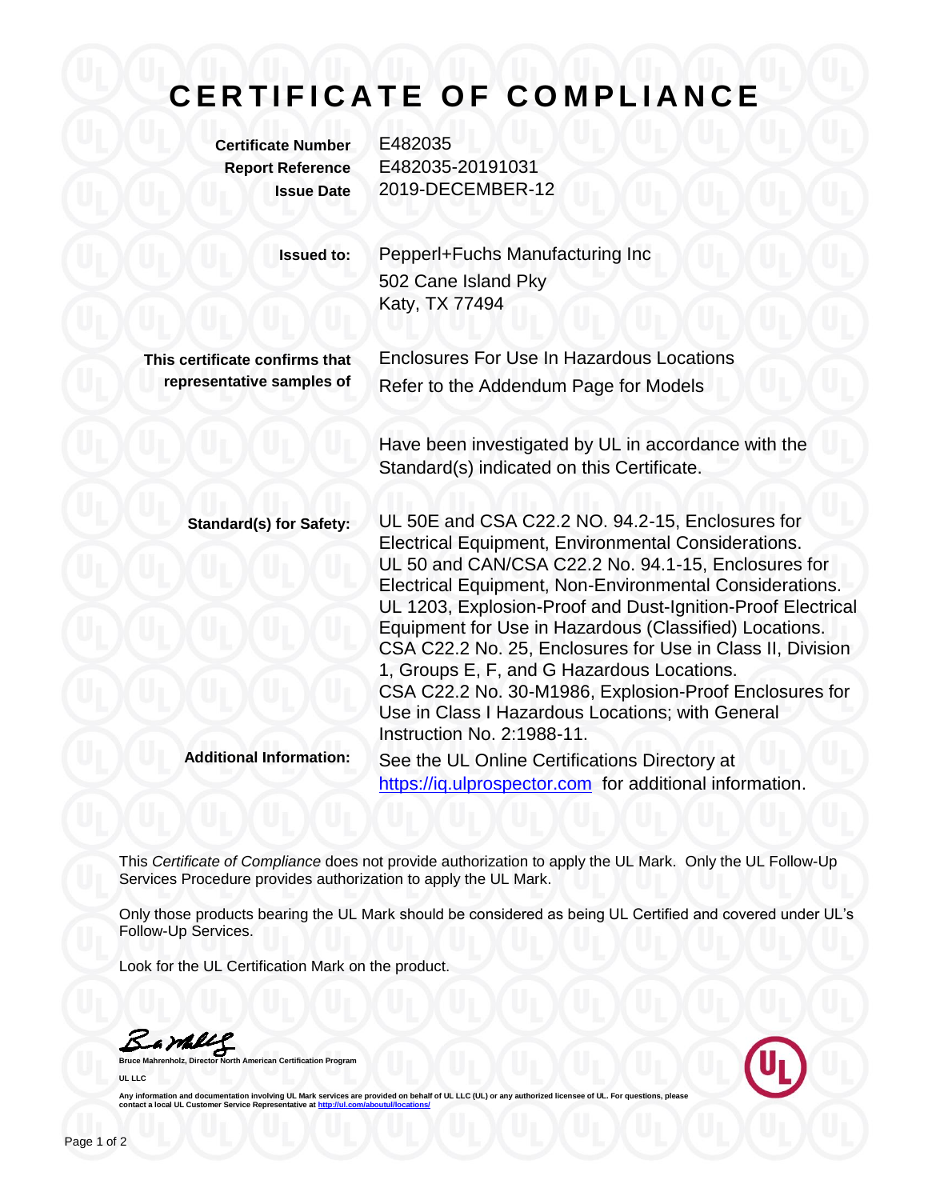# CERTIFICATE OF COMPLIANCE

| | |
|---|---|
| **Certificate Number** | E482035 |
| **Report Reference** | E482035-20191031 |
| **Issue Date** | 2019-DECEMBER-12 |

**Issued to:** Pepperl+Fuchs Manufacturing Inc
502 Cane Island Pky
Katy, TX 77494

**This certificate confirms that representative samples of** Enclosures For Use In Hazardous Locations
Refer to the Addendum Page for Models

Have been investigated by UL in accordance with the Standard(s) indicated on this Certificate.

**Standard(s) for Safety:** UL 50E and CSA C22.2 NO. 94.2-15, Enclosures for Electrical Equipment, Environmental Considerations.
UL 50 and CAN/CSA C22.2 No. 94.1-15, Enclosures for Electrical Equipment, Non-Environmental Considerations.
UL 1203, Explosion-Proof and Dust-Ignition-Proof Electrical Equipment for Use in Hazardous (Classified) Locations.
CSA C22.2 No. 25, Enclosures for Use in Class II, Division 1, Groups E, F, and G Hazardous Locations.
CSA C22.2 No. 30-M1986, Explosion-Proof Enclosures for Use in Class I Hazardous Locations; with General Instruction No. 2:1988-11.

**Additional Information:** See the UL Online Certifications Directory at https://iq.ulprospector.com for additional information.

This *Certificate of Compliance* does not provide authorization to apply the UL Mark. Only the UL Follow-Up Services Procedure provides authorization to apply the UL Mark.

Only those products bearing the UL Mark should be considered as being UL Certified and covered under UL's Follow-Up Services.

Look for the UL Certification Mark on the product.

**Bruce Mahrenholz, Director North American Certification Program**

**UL LLC**

Any information and documentation involving UL Mark services are provided on behalf of UL LLC (UL) or any authorized licensee of UL. For questions, please contact a local UL Customer Service Representative at http://ul.com/aboutul/locations/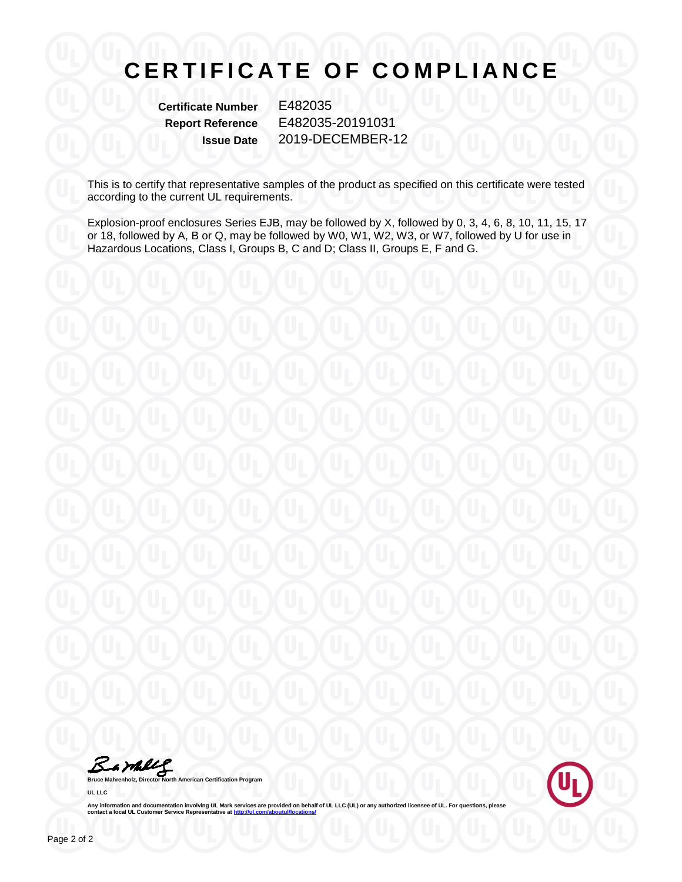# CERTIFICATE OF COMPLIANCE

**Certificate Number** E482035
**Report Reference** E482035-20191031
**Issue Date** 2019-DECEMBER-12

This is to certify that representative samples of the product as specified on this certificate were tested according to the current UL requirements.

Explosion-proof enclosures Series EJB, may be followed by X, followed by 0, 3, 4, 6, 8, 10, 11, 15, 17 or 18, followed by A, B or Q, may be followed by W0, W1, W2, W3, or W7, followed by U for use in Hazardous Locations, Class I, Groups B, C and D; Class II, Groups E, F and G.

**Bruce Mahrenholz, Director North American Certification Program**

**UL LLC**

**Any information and documentation involving UL Mark services are provided on behalf of UL LLC (UL) or any authorized licensee of UL. For questions, please contact a local UL Customer Service Representative at http://ul.com/aboutul/locations/**